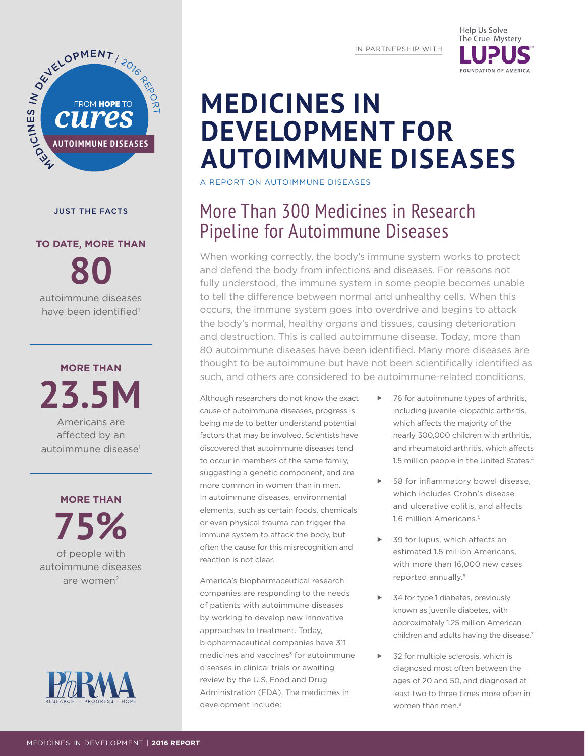IN PARTNERSHIP WITH

Help Us Solve The Cruel Mystery LUPUS FOUNDATION OF AMERICA

# MEDICINES IN DEVELOPMENT FOR AUTOIMMUNE DISEASES

A REPORT ON AUTOIMMUNE DISEASES

MEDICINES IN DEVELOPMENT / 2016 REPORT — FROM HOPE TO CURES — AUTOIMMUNE DISEASES

## JUST THE FACTS

**TO DATE, MORE THAN 80** autoimmune diseases have been identified[1]

**MORE THAN 23.5M** Americans are affected by an autoimmune disease[1]

**MORE THAN 75%** of people with autoimmune diseases are women[2]

## More Than 300 Medicines in Research Pipeline for Autoimmune Diseases

When working correctly, the body's immune system works to protect and defend the body from infections and diseases. For reasons not fully understood, the immune system in some people becomes unable to tell the difference between normal and unhealthy cells. When this occurs, the immune system goes into overdrive and begins to attack the body's normal, healthy organs and tissues, causing deterioration and destruction. This is called autoimmune disease. Today, more than 80 autoimmune diseases have been identified. Many more diseases are thought to be autoimmune but have not been scientifically identified as such, and others are considered to be autoimmune-related conditions.

Although researchers do not know the exact cause of autoimmune diseases, progress is being made to better understand potential factors that may be involved. Scientists have discovered that autoimmune diseases tend to occur in members of the same family, suggesting a genetic component, and are more common in women than in men. In autoimmune diseases, environmental elements, such as certain foods, chemicals or even physical trauma can trigger the immune system to attack the body, but often the cause for this misrecognition and reaction is not clear.

America's biopharmaceutical research companies are responding to the needs of patients with autoimmune diseases by working to develop new innovative approaches to treatment. Today, biopharmaceutical companies have 311 medicines and vaccines[3] for autoimmune diseases in clinical trials or awaiting review by the U.S. Food and Drug Administration (FDA). The medicines in development include:

- 76 for autoimmune types of arthritis, including juvenile idiopathic arthritis, which affects the majority of the nearly 300,000 children with arthritis, and rheumatoid arthritis, which affects 1.5 million people in the United States.[4]
- 58 for inflammatory bowel disease, which includes Crohn's disease and ulcerative colitis, and affects 1.6 million Americans.[5]
- 39 for lupus, which affects an estimated 1.5 million Americans, with more than 16,000 new cases reported annually.[6]
- 34 for type 1 diabetes, previously known as juvenile diabetes, with approximately 1.25 million American children and adults having the disease.[7]
- 32 for multiple sclerosis, which is diagnosed most often between the ages of 20 and 50, and diagnosed at least two to three times more often in women than men.[8]

PhRMA RESEARCH · PROGRESS · HOPE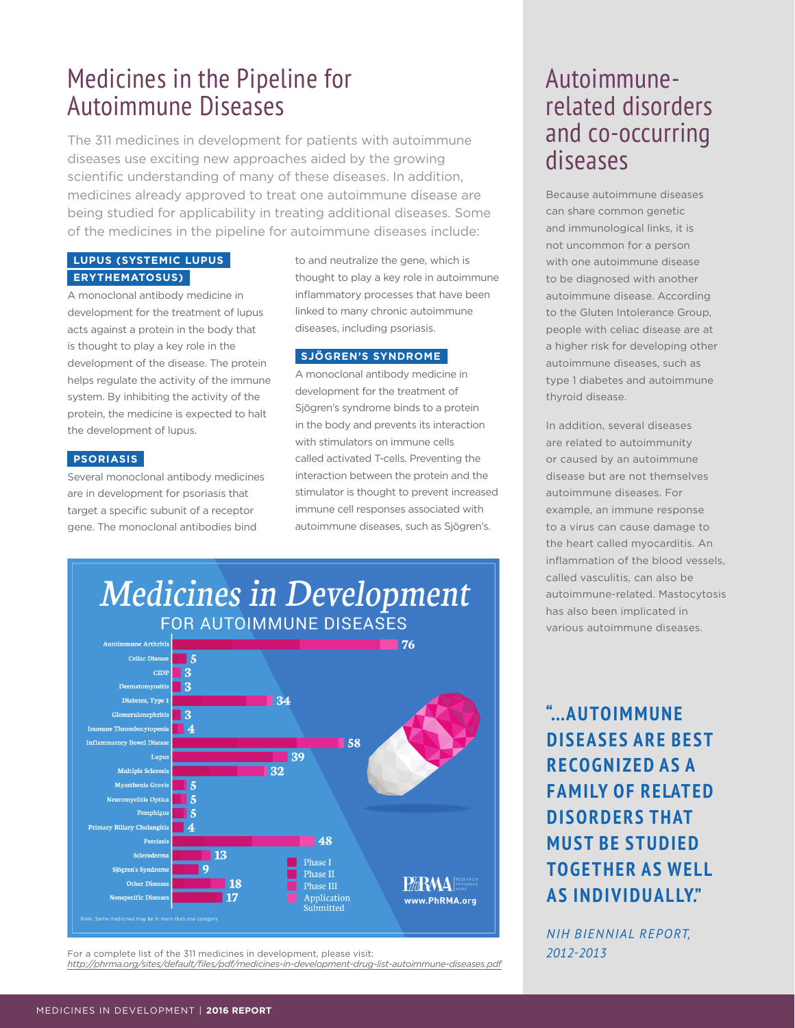# Medicines in the Pipeline for Autoimmune Diseases

The 311 medicines in development for patients with autoimmune diseases use exciting new approaches aided by the growing scientific understanding of many of these diseases. In addition, medicines already approved to treat one autoimmune disease are being studied for applicability in treating additional diseases. Some of the medicines in the pipeline for autoimmune diseases include:

### LUPUS (SYSTEMIC LUPUS ERYTHEMATOSUS)

A monoclonal antibody medicine in development for the treatment of lupus acts against a protein in the body that is thought to play a key role in the development of the disease. The protein helps regulate the activity of the immune system. By inhibiting the activity of the protein, the medicine is expected to halt the development of lupus.

### PSORIASIS

Several monoclonal antibody medicines are in development for psoriasis that target a specific subunit of a receptor gene. The monoclonal antibodies bind to and neutralize the gene, which is thought to play a key role in autoimmune inflammatory processes that have been linked to many chronic autoimmune diseases, including psoriasis.

### SJÖGREN'S SYNDROME

A monoclonal antibody medicine in development for the treatment of Sjögren's syndrome binds to a protein in the body and prevents its interaction with stimulators on immune cells called activated T-cells. Preventing the interaction between the protein and the stimulator is thought to prevent increased immune cell responses associated with autoimmune diseases, such as Sjögren's.

## *Medicines in Development* FOR AUTOIMMUNE DISEASES

| Disease | Medicines |
| --- | --- |
| Autoimmune Arthritis | 76 |
| Celiac Disease | 5 |
| CIDP | 3 |
| Dermatomyositis | 3 |
| Diabetes, Type 1 | 34 |
| Glomerulonephritis | 3 |
| Immune Thrombocytopenia | 4 |
| Inflammatory Bowel Disease | 58 |
| Lupus | 39 |
| Multiple Sclerosis | 32 |
| Myasthenia Gravis | 5 |
| Neuromyelitis Optica | 5 |
| Pemphigus | 5 |
| Primary Biliary Cholangitis | 4 |
| Psoriasis | 48 |
| Scleroderma | 13 |
| Sjögren's Syndrome | 9 |
| Other Diseases | 18 |
| Nonspecific Diseases | 17 |

Phase I / Phase II / Phase III / Application Submitted

PhRMA RESEARCH PROGRESS HOPE
www.PhRMA.org

Note: Some medicines may be in more than one category.

For a complete list of the 311 medicines in development, please visit:
http://phrma.org/sites/default/files/pdf/medicines-in-development-drug-list-autoimmune-diseases.pdf

## Autoimmune-related disorders and co-occurring diseases

Because autoimmune diseases can share common genetic and immunological links, it is not uncommon for a person with one autoimmune disease to be diagnosed with another autoimmune disease. According to the Gluten Intolerance Group, people with celiac disease are at a higher risk for developing other autoimmune diseases, such as type 1 diabetes and autoimmune thyroid disease.

In addition, several diseases are related to autoimmunity or caused by an autoimmune disease but are not themselves autoimmune diseases. For example, an immune response to a virus can cause damage to the heart called myocarditis. An inflammation of the blood vessels, called vasculitis, can also be autoimmune-related. Mastocytosis has also been implicated in various autoimmune diseases.

**"...AUTOIMMUNE DISEASES ARE BEST RECOGNIZED AS A FAMILY OF RELATED DISORDERS THAT MUST BE STUDIED TOGETHER AS WELL AS INDIVIDUALLY."**

*NIH BIENNIAL REPORT, 2012-2013*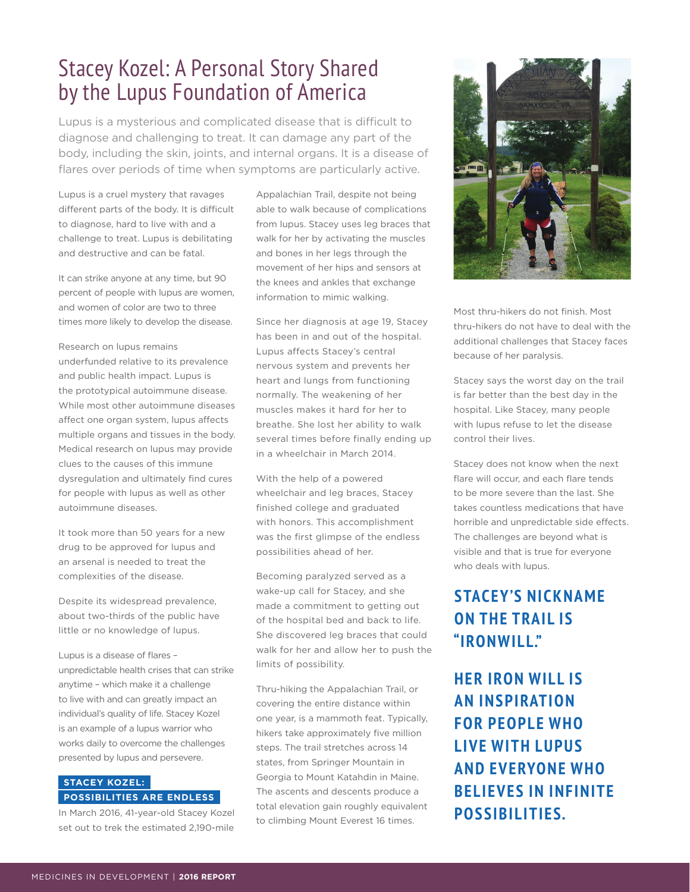# Stacey Kozel: A Personal Story Shared by the Lupus Foundation of America

Lupus is a mysterious and complicated disease that is difficult to diagnose and challenging to treat. It can damage any part of the body, including the skin, joints, and internal organs. It is a disease of flares over periods of time when symptoms are particularly active.

Lupus is a cruel mystery that ravages different parts of the body. It is difficult to diagnose, hard to live with and a challenge to treat. Lupus is debilitating and destructive and can be fatal.

It can strike anyone at any time, but 90 percent of people with lupus are women, and women of color are two to three times more likely to develop the disease.

Research on lupus remains underfunded relative to its prevalence and public health impact. Lupus is the prototypical autoimmune disease. While most other autoimmune diseases affect one organ system, lupus affects multiple organs and tissues in the body. Medical research on lupus may provide clues to the causes of this immune dysregulation and ultimately find cures for people with lupus as well as other autoimmune diseases.

It took more than 50 years for a new drug to be approved for lupus and an arsenal is needed to treat the complexities of the disease.

Despite its widespread prevalence, about two-thirds of the public have little or no knowledge of lupus.

Lupus is a disease of flares – unpredictable health crises that can strike anytime – which make it a challenge to live with and can greatly impact an individual's quality of life. Stacey Kozel is an example of a lupus warrior who works daily to overcome the challenges presented by lupus and persevere.

**STACEY KOZEL: POSSIBILITIES ARE ENDLESS**

In March 2016, 41-year-old Stacey Kozel set out to trek the estimated 2,190-mile Appalachian Trail, despite not being able to walk because of complications from lupus. Stacey uses leg braces that walk for her by activating the muscles and bones in her legs through the movement of her hips and sensors at the knees and ankles that exchange information to mimic walking.

Since her diagnosis at age 19, Stacey has been in and out of the hospital. Lupus affects Stacey's central nervous system and prevents her heart and lungs from functioning normally. The weakening of her muscles makes it hard for her to breathe. She lost her ability to walk several times before finally ending up in a wheelchair in March 2014.

With the help of a powered wheelchair and leg braces, Stacey finished college and graduated with honors. This accomplishment was the first glimpse of the endless possibilities ahead of her.

Becoming paralyzed served as a wake-up call for Stacey, and she made a commitment to getting out of the hospital bed and back to life. She discovered leg braces that could walk for her and allow her to push the limits of possibility.

Thru-hiking the Appalachian Trail, or covering the entire distance within one year, is a mammoth feat. Typically, hikers take approximately five million steps. The trail stretches across 14 states, from Springer Mountain in Georgia to Mount Katahdin in Maine. The ascents and descents produce a total elevation gain roughly equivalent to climbing Mount Everest 16 times.

Most thru-hikers do not finish. Most thru-hikers do not have to deal with the additional challenges that Stacey faces because of her paralysis.

Stacey says the worst day on the trail is far better than the best day in the hospital. Like Stacey, many people with lupus refuse to let the disease control their lives.

Stacey does not know when the next flare will occur, and each flare tends to be more severe than the last. She takes countless medications that have horrible and unpredictable side effects. The challenges are beyond what is visible and that is true for everyone who deals with lupus.

**STACEY'S NICKNAME ON THE TRAIL IS "IRONWILL."**

**HER IRON WILL IS AN INSPIRATION FOR PEOPLE WHO LIVE WITH LUPUS AND EVERYONE WHO BELIEVES IN INFINITE POSSIBILITIES.**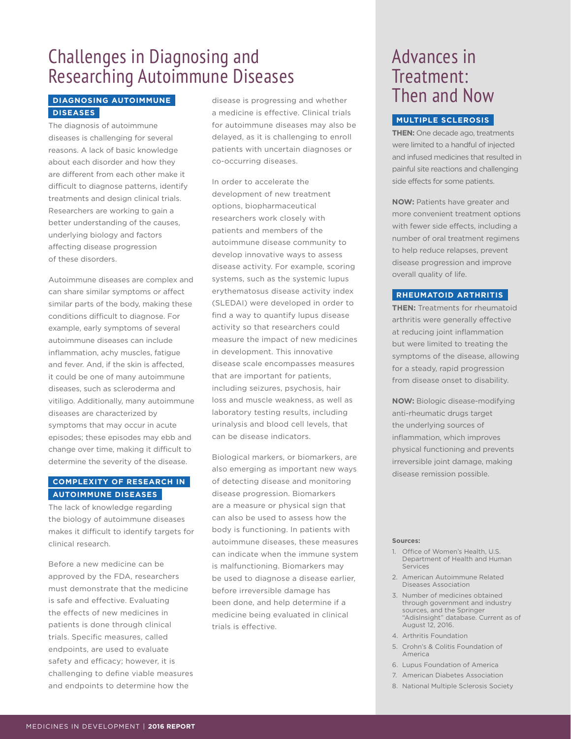# Challenges in Diagnosing and Researching Autoimmune Diseases

## DIAGNOSING AUTOIMMUNE DISEASES

The diagnosis of autoimmune diseases is challenging for several reasons. A lack of basic knowledge about each disorder and how they are different from each other make it difficult to diagnose patterns, identify treatments and design clinical trials. Researchers are working to gain a better understanding of the causes, underlying biology and factors affecting disease progression of these disorders.

Autoimmune diseases are complex and can share similar symptoms or affect similar parts of the body, making these conditions difficult to diagnose. For example, early symptoms of several autoimmune diseases can include inflammation, achy muscles, fatigue and fever. And, if the skin is affected, it could be one of many autoimmune diseases, such as scleroderma and vitiligo. Additionally, many autoimmune diseases are characterized by symptoms that may occur in acute episodes; these episodes may ebb and change over time, making it difficult to determine the severity of the disease.

## COMPLEXITY OF RESEARCH IN AUTOIMMUNE DISEASES

The lack of knowledge regarding the biology of autoimmune diseases makes it difficult to identify targets for clinical research.

Before a new medicine can be approved by the FDA, researchers must demonstrate that the medicine is safe and effective. Evaluating the effects of new medicines in patients is done through clinical trials. Specific measures, called endpoints, are used to evaluate safety and efficacy; however, it is challenging to define viable measures and endpoints to determine how the disease is progressing and whether a medicine is effective. Clinical trials for autoimmune diseases may also be delayed, as it is challenging to enroll patients with uncertain diagnoses or co-occurring diseases.

In order to accelerate the development of new treatment options, biopharmaceutical researchers work closely with patients and members of the autoimmune disease community to develop innovative ways to assess disease activity. For example, scoring systems, such as the systemic lupus erythematosus disease activity index (SLEDAI) were developed in order to find a way to quantify lupus disease activity so that researchers could measure the impact of new medicines in development. This innovative disease scale encompasses measures that are important for patients, including seizures, psychosis, hair loss and muscle weakness, as well as laboratory testing results, including urinalysis and blood cell levels, that can be disease indicators.

Biological markers, or biomarkers, are also emerging as important new ways of detecting disease and monitoring disease progression. Biomarkers are a measure or physical sign that can also be used to assess how the body is functioning. In patients with autoimmune diseases, these measures can indicate when the immune system is malfunctioning. Biomarkers may be used to diagnose a disease earlier, before irreversible damage has been done, and help determine if a medicine being evaluated in clinical trials is effective.

# Advances in Treatment: Then and Now

## MULTIPLE SCLEROSIS

**THEN:** One decade ago, treatments were limited to a handful of injected and infused medicines that resulted in painful site reactions and challenging side effects for some patients.

**NOW:** Patients have greater and more convenient treatment options with fewer side effects, including a number of oral treatment regimens to help reduce relapses, prevent disease progression and improve overall quality of life.

## RHEUMATOID ARTHRITIS

**THEN:** Treatments for rheumatoid arthritis were generally effective at reducing joint inflammation but were limited to treating the symptoms of the disease, allowing for a steady, rapid progression from disease onset to disability.

**NOW:** Biologic disease-modifying anti-rheumatic drugs target the underlying sources of inflammation, which improves physical functioning and prevents irreversible joint damage, making disease remission possible.

**Sources:**

1. Office of Women's Health, U.S. Department of Health and Human Services
2. American Autoimmune Related Diseases Association
3. Number of medicines obtained through government and industry sources, and the Springer "AdisInsight" database. Current as of August 12, 2016.
4. Arthritis Foundation
5. Crohn's & Colitis Foundation of America
6. Lupus Foundation of America
7. American Diabetes Association
8. National Multiple Sclerosis Society